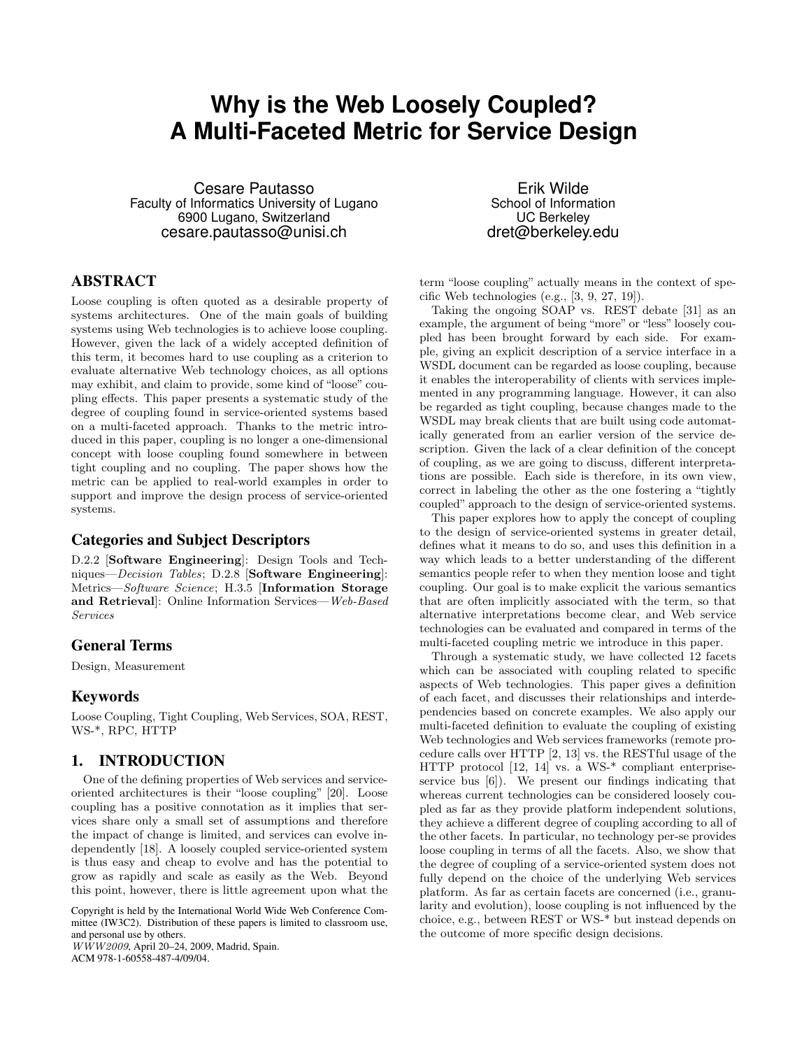# Why is the Web Loosely Coupled? A Multi-Faceted Metric for Service Design

Cesare Pautasso
Faculty of Informatics University of Lugano
6900 Lugano, Switzerland
cesare.pautasso@unisi.ch

Erik Wilde
School of Information
UC Berkeley
dret@berkeley.edu

## ABSTRACT

Loose coupling is often quoted as a desirable property of systems architectures. One of the main goals of building systems using Web technologies is to achieve loose coupling. However, given the lack of a widely accepted definition of this term, it becomes hard to use coupling as a criterion to evaluate alternative Web technology choices, as all options may exhibit, and claim to provide, some kind of "loose" coupling effects. This paper presents a systematic study of the degree of coupling found in service-oriented systems based on a multi-faceted approach. Thanks to the metric introduced in this paper, coupling is no longer a one-dimensional concept with loose coupling found somewhere in between tight coupling and no coupling. The paper shows how the metric can be applied to real-world examples in order to support and improve the design process of service-oriented systems.

### Categories and Subject Descriptors

D.2.2 [**Software Engineering**]: Design Tools and Techniques—*Decision Tables*; D.2.8 [**Software Engineering**]: Metrics—*Software Science*; H.3.5 [**Information Storage and Retrieval**]: Online Information Services—*Web-Based Services*

### General Terms

Design, Measurement

### Keywords

Loose Coupling, Tight Coupling, Web Services, SOA, REST, WS-*, RPC, HTTP

## 1. INTRODUCTION

One of the defining properties of Web services and service-oriented architectures is their "loose coupling" [20]. Loose coupling has a positive connotation as it implies that services share only a small set of assumptions and therefore the impact of change is limited, and services can evolve independently [18]. A loosely coupled service-oriented system is thus easy and cheap to evolve and has the potential to grow as rapidly and scale as easily as the Web. Beyond this point, however, there is little agreement upon what the term "loose coupling" actually means in the context of specific Web technologies (e.g., [3, 9, 27, 19]).

Taking the ongoing SOAP vs. REST debate [31] as an example, the argument of being "more" or "less" loosely coupled has been brought forward by each side. For example, giving an explicit description of a service interface in a WSDL document can be regarded as loose coupling, because it enables the interoperability of clients with services implemented in any programming language. However, it can also be regarded as tight coupling, because changes made to the WSDL may break clients that are built using code automatically generated from an earlier version of the service description. Given the lack of a clear definition of the concept of coupling, as we are going to discuss, different interpretations are possible. Each side is therefore, in its own view, correct in labeling the other as the one fostering a "tightly coupled" approach to the design of service-oriented systems.

This paper explores how to apply the concept of coupling to the design of service-oriented systems in greater detail, defines what it means to do so, and uses this definition in a way which leads to a better understanding of the different semantics people refer to when they mention loose and tight coupling. Our goal is to make explicit the various semantics that are often implicitly associated with the term, so that alternative interpretations become clear, and Web service technologies can be evaluated and compared in terms of the multi-faceted coupling metric we introduce in this paper.

Through a systematic study, we have collected 12 facets which can be associated with coupling related to specific aspects of Web technologies. This paper gives a definition of each facet, and discusses their relationships and interdependencies based on concrete examples. We also apply our multi-faceted definition to evaluate the coupling of existing Web technologies and Web services frameworks (remote procedure calls over HTTP [2, 13] vs. the RESTful usage of the HTTP protocol [12, 14] vs. a WS-* compliant enterprise-service bus [6]). We present our findings indicating that whereas current technologies can be considered loosely coupled as far as they provide platform independent solutions, they achieve a different degree of coupling according to all of the other facets. In particular, no technology per-se provides loose coupling in terms of all the facets. Also, we show that the degree of coupling of a service-oriented system does not fully depend on the choice of the underlying Web services platform. As far as certain facets are concerned (i.e., granularity and evolution), loose coupling is not influenced by the choice, e.g., between REST or WS-* but instead depends on the outcome of more specific design decisions.

Copyright is held by the International World Wide Web Conference Committee (IW3C2). Distribution of these papers is limited to classroom use, and personal use by others.
*WWW2009*, April 20–24, 2009, Madrid, Spain.
ACM 978-1-60558-487-4/09/04.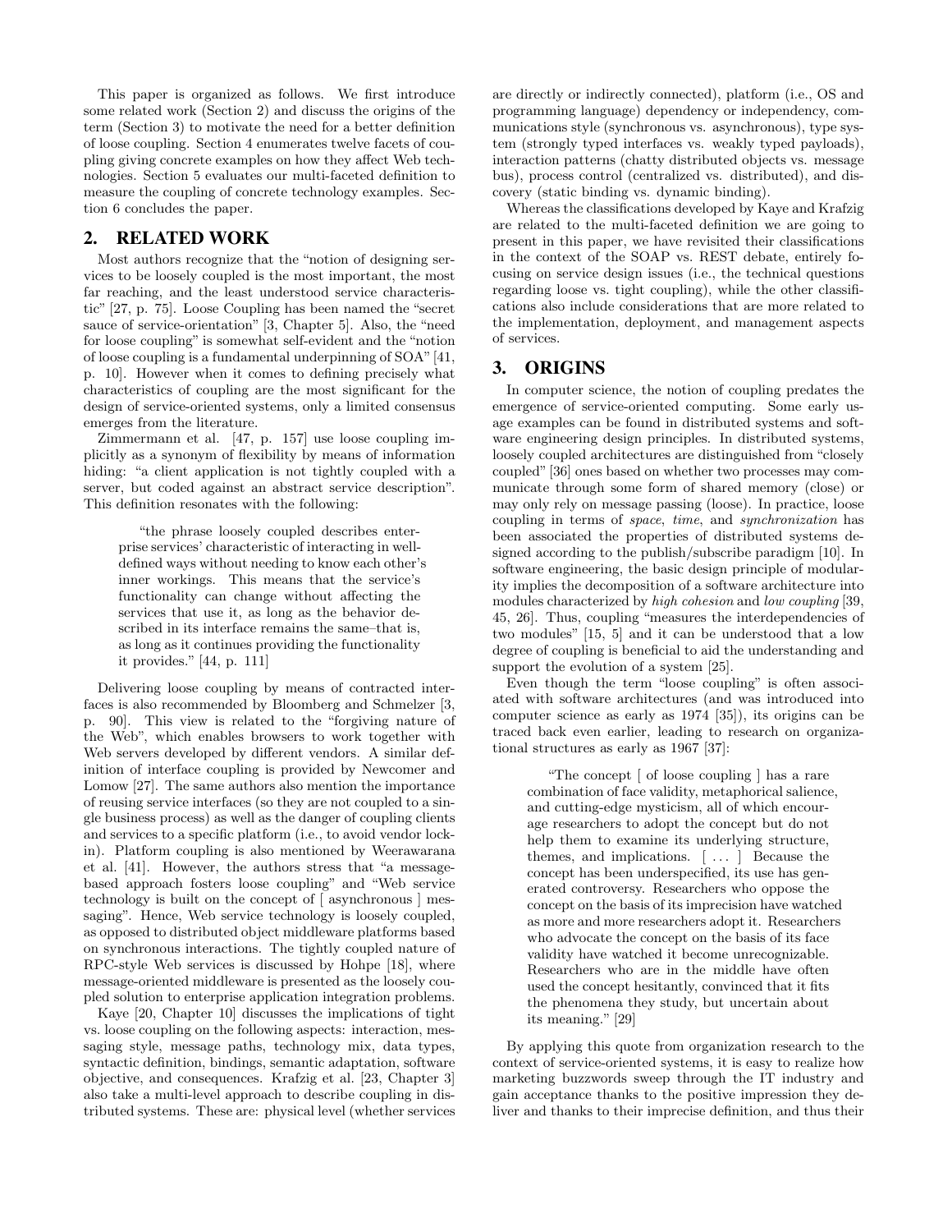This paper is organized as follows. We first introduce some related work (Section 2) and discuss the origins of the term (Section 3) to motivate the need for a better definition of loose coupling. Section 4 enumerates twelve facets of coupling giving concrete examples on how they affect Web technologies. Section 5 evaluates our multi-faceted definition to measure the coupling of concrete technology examples. Section 6 concludes the paper.

## 2. RELATED WORK

Most authors recognize that the "notion of designing services to be loosely coupled is the most important, the most far reaching, and the least understood service characteristic" [27, p. 75]. Loose Coupling has been named the "secret sauce of service-orientation" [3, Chapter 5]. Also, the "need for loose coupling" is somewhat self-evident and the "notion of loose coupling is a fundamental underpinning of SOA" [41, p. 10]. However when it comes to defining precisely what characteristics of coupling are the most significant for the design of service-oriented systems, only a limited consensus emerges from the literature.

Zimmermann et al. [47, p. 157] use loose coupling implicitly as a synonym of flexibility by means of information hiding: "a client application is not tightly coupled with a server, but coded against an abstract service description". This definition resonates with the following:

> "the phrase loosely coupled describes enterprise services' characteristic of interacting in well-defined ways without needing to know each other's inner workings. This means that the service's functionality can change without affecting the services that use it, as long as the behavior described in its interface remains the same–that is, as long as it continues providing the functionality it provides." [44, p. 111]

Delivering loose coupling by means of contracted interfaces is also recommended by Bloomberg and Schmelzer [3, p. 90]. This view is related to the "forgiving nature of the Web", which enables browsers to work together with Web servers developed by different vendors. A similar definition of interface coupling is provided by Newcomer and Lomow [27]. The same authors also mention the importance of reusing service interfaces (so they are not coupled to a single business process) as well as the danger of coupling clients and services to a specific platform (i.e., to avoid vendor lock-in). Platform coupling is also mentioned by Weerawarana et al. [41]. However, the authors stress that "a message-based approach fosters loose coupling" and "Web service technology is built on the concept of [ asynchronous ] messaging". Hence, Web service technology is loosely coupled, as opposed to distributed object middleware platforms based on synchronous interactions. The tightly coupled nature of RPC-style Web services is discussed by Hohpe [18], where message-oriented middleware is presented as the loosely coupled solution to enterprise application integration problems.

Kaye [20, Chapter 10] discusses the implications of tight vs. loose coupling on the following aspects: interaction, messaging style, message paths, technology mix, data types, syntactic definition, bindings, semantic adaptation, software objective, and consequences. Krafzig et al. [23, Chapter 3] also take a multi-level approach to describe coupling in distributed systems. These are: physical level (whether services are directly or indirectly connected), platform (i.e., OS and programming language) dependency or independency, communications style (synchronous vs. asynchronous), type system (strongly typed interfaces vs. weakly typed payloads), interaction patterns (chatty distributed objects vs. message bus), process control (centralized vs. distributed), and discovery (static binding vs. dynamic binding).

Whereas the classifications developed by Kaye and Krafzig are related to the multi-faceted definition we are going to present in this paper, we have revisited their classifications in the context of the SOAP vs. REST debate, entirely focusing on service design issues (i.e., the technical questions regarding loose vs. tight coupling), while the other classifications also include considerations that are more related to the implementation, deployment, and management aspects of services.

## 3. ORIGINS

In computer science, the notion of coupling predates the emergence of service-oriented computing. Some early usage examples can be found in distributed systems and software engineering design principles. In distributed systems, loosely coupled architectures are distinguished from "closely coupled" [36] ones based on whether two processes may communicate through some form of shared memory (close) or may only rely on message passing (loose). In practice, loose coupling in terms of *space*, *time*, and *synchronization* has been associated the properties of distributed systems designed according to the publish/subscribe paradigm [10]. In software engineering, the basic design principle of modularity implies the decomposition of a software architecture into modules characterized by *high cohesion* and *low coupling* [39, 45, 26]. Thus, coupling "measures the interdependencies of two modules" [15, 5] and it can be understood that a low degree of coupling is beneficial to aid the understanding and support the evolution of a system [25].

Even though the term "loose coupling" is often associated with software architectures (and was introduced into computer science as early as 1974 [35]), its origins can be traced back even earlier, leading to research on organizational structures as early as 1967 [37]:

> "The concept [ of loose coupling ] has a rare combination of face validity, metaphorical salience, and cutting-edge mysticism, all of which encourage researchers to adopt the concept but do not help them to examine its underlying structure, themes, and implications. [ ... ] Because the concept has been underspecified, its use has generated controversy. Researchers who oppose the concept on the basis of its imprecision have watched as more and more researchers adopt it. Researchers who advocate the concept on the basis of its face validity have watched it become unrecognizable. Researchers who are in the middle have often used the concept hesitantly, convinced that it fits the phenomena they study, but uncertain about its meaning." [29]

By applying this quote from organization research to the context of service-oriented systems, it is easy to realize how marketing buzzwords sweep through the IT industry and gain acceptance thanks to the positive impression they deliver and thanks to their imprecise definition, and thus their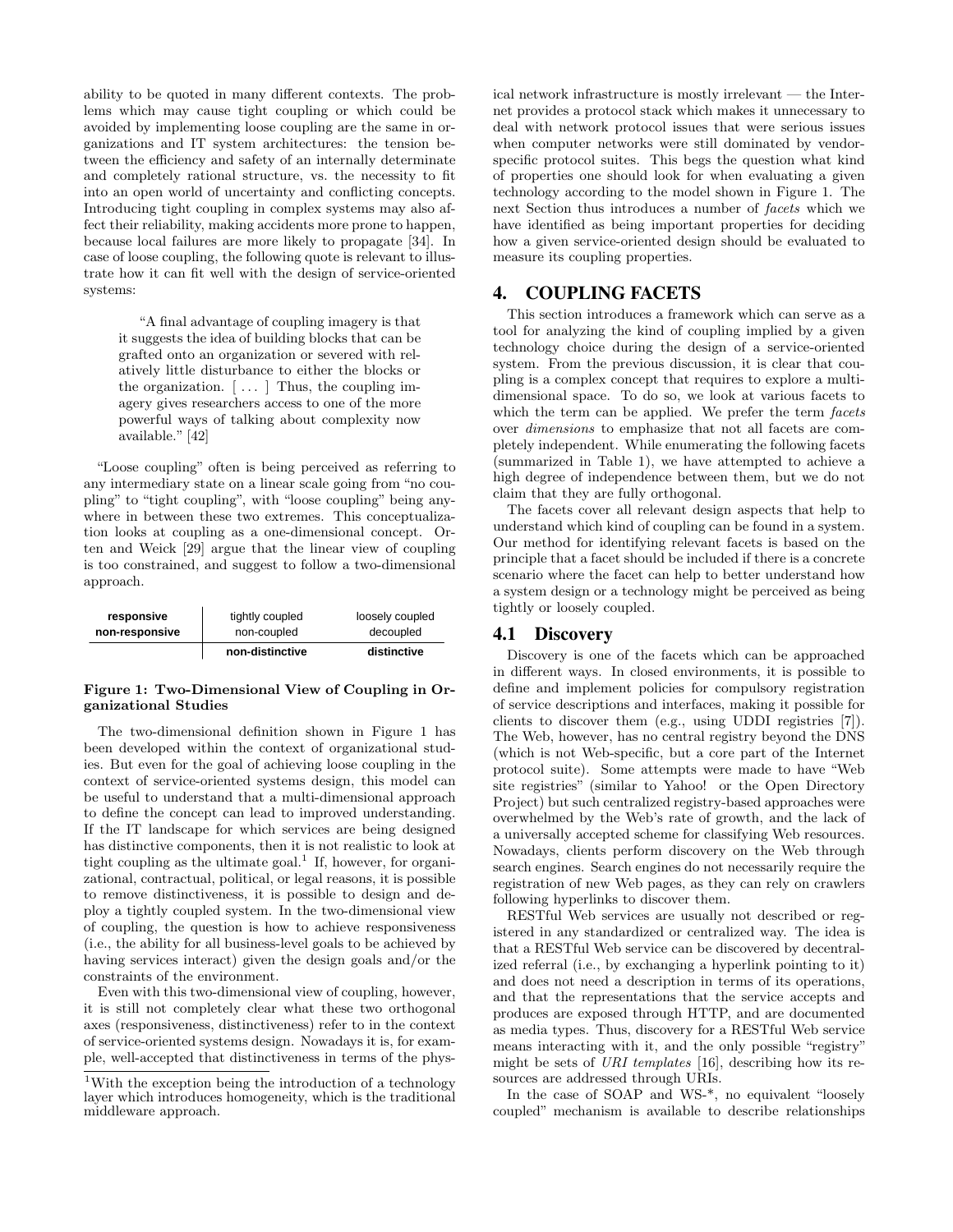ability to be quoted in many different contexts. The problems which may cause tight coupling or which could be avoided by implementing loose coupling are the same in organizations and IT system architectures: the tension between the efficiency and safety of an internally determinate and completely rational structure, vs. the necessity to fit into an open world of uncertainty and conflicting concepts. Introducing tight coupling in complex systems may also affect their reliability, making accidents more prone to happen, because local failures are more likely to propagate [34]. In case of loose coupling, the following quote is relevant to illustrate how it can fit well with the design of service-oriented systems:

> "A final advantage of coupling imagery is that it suggests the idea of building blocks that can be grafted onto an organization or severed with relatively little disturbance to either the blocks or the organization. [ . . . ] Thus, the coupling imagery gives researchers access to one of the more powerful ways of talking about complexity now available." [42]

"Loose coupling" often is being perceived as referring to any intermediary state on a linear scale going from "no coupling" to "tight coupling", with "loose coupling" being anywhere in between these two extremes. This conceptualization looks at coupling as a one-dimensional concept. Orten and Weick [29] argue that the linear view of coupling is too constrained, and suggest to follow a two-dimensional approach.

| | | |
|---|---|---|
| **responsive** | tightly coupled | loosely coupled |
| **non-responsive** | non-coupled | decoupled |
| | **non-distinctive** | **distinctive** |

**Figure 1: Two-Dimensional View of Coupling in Organizational Studies**

The two-dimensional definition shown in Figure 1 has been developed within the context of organizational studies. But even for the goal of achieving loose coupling in the context of service-oriented systems design, this model can be useful to understand that a multi-dimensional approach to define the concept can lead to improved understanding. If the IT landscape for which services are being designed has distinctive components, then it is not realistic to look at tight coupling as the ultimate goal.[1] If, however, for organizational, contractual, political, or legal reasons, it is possible to remove distinctiveness, it is possible to design and deploy a tightly coupled system. In the two-dimensional view of coupling, the question is how to achieve responsiveness (i.e., the ability for all business-level goals to be achieved by having services interact) given the design goals and/or the constraints of the environment.

Even with this two-dimensional view of coupling, however, it is still not completely clear what these two orthogonal axes (responsiveness, distinctiveness) refer to in the context of service-oriented systems design. Nowadays it is, for example, well-accepted that distinctiveness in terms of the physical network infrastructure is mostly irrelevant — the Internet provides a protocol stack which makes it unnecessary to deal with network protocol issues that were serious issues when computer networks were still dominated by vendor-specific protocol suites. This begs the question what kind of properties one should look for when evaluating a given technology according to the model shown in Figure 1. The next Section thus introduces a number of *facets* which we have identified as being important properties for deciding how a given service-oriented design should be evaluated to measure its coupling properties.

[1] With the exception being the introduction of a technology layer which introduces homogeneity, which is the traditional middleware approach.

# 4. COUPLING FACETS

This section introduces a framework which can serve as a tool for analyzing the kind of coupling implied by a given technology choice during the design of a service-oriented system. From the previous discussion, it is clear that coupling is a complex concept that requires to explore a multi-dimensional space. To do so, we look at various facets to which the term can be applied. We prefer the term *facets* over *dimensions* to emphasize that not all facets are completely independent. While enumerating the following facets (summarized in Table 1), we have attempted to achieve a high degree of independence between them, but we do not claim that they are fully orthogonal.

The facets cover all relevant design aspects that help to understand which kind of coupling can be found in a system. Our method for identifying relevant facets is based on the principle that a facet should be included if there is a concrete scenario where the facet can help to better understand how a system design or a technology might be perceived as being tightly or loosely coupled.

## 4.1 Discovery

Discovery is one of the facets which can be approached in different ways. In closed environments, it is possible to define and implement policies for compulsory registration of service descriptions and interfaces, making it possible for clients to discover them (e.g., using UDDI registries [7]). The Web, however, has no central registry beyond the DNS (which is not Web-specific, but a core part of the Internet protocol suite). Some attempts were made to have "Web site registries" (similar to Yahoo! or the Open Directory Project) but such centralized registry-based approaches were overwhelmed by the Web's rate of growth, and the lack of a universally accepted scheme for classifying Web resources. Nowadays, clients perform discovery on the Web through search engines. Search engines do not necessarily require the registration of new Web pages, as they can rely on crawlers following hyperlinks to discover them.

RESTful Web services are usually not described or registered in any standardized or centralized way. The idea is that a RESTful Web service can be discovered by decentralized referral (i.e., by exchanging a hyperlink pointing to it) and does not need a description in terms of its operations, and that the representations that the service accepts and produces are exposed through HTTP, and are documented as media types. Thus, discovery for a RESTful Web service means interacting with it, and the only possible "registry" might be sets of *URI templates* [16], describing how its resources are addressed through URIs.

In the case of SOAP and WS-*, no equivalent "loosely coupled" mechanism is available to describe relationships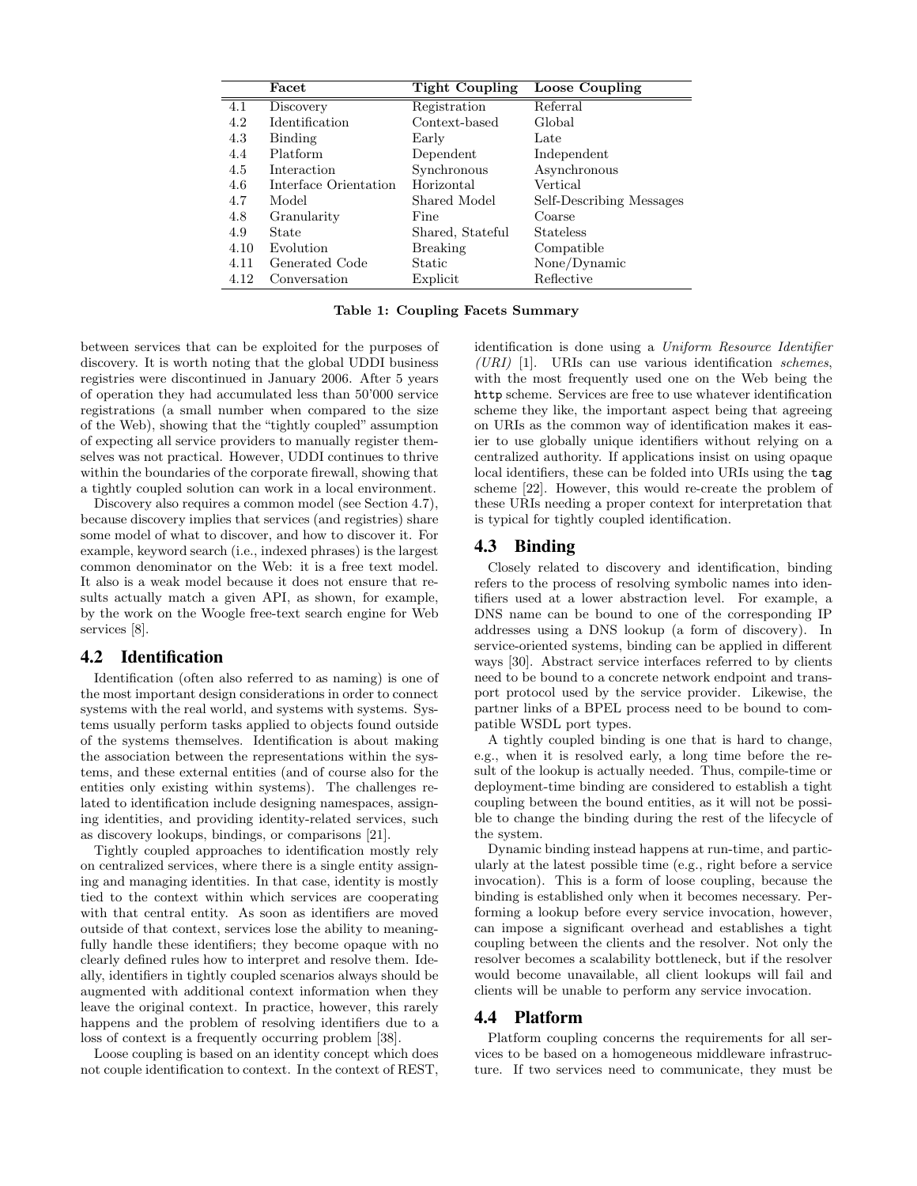| | Facet | Tight Coupling | Loose Coupling |
|---|---|---|---|
| 4.1 | Discovery | Registration | Referral |
| 4.2 | Identification | Context-based | Global |
| 4.3 | Binding | Early | Late |
| 4.4 | Platform | Dependent | Independent |
| 4.5 | Interaction | Synchronous | Asynchronous |
| 4.6 | Interface Orientation | Horizontal | Vertical |
| 4.7 | Model | Shared Model | Self-Describing Messages |
| 4.8 | Granularity | Fine | Coarse |
| 4.9 | State | Shared, Stateful | Stateless |
| 4.10 | Evolution | Breaking | Compatible |
| 4.11 | Generated Code | Static | None/Dynamic |
| 4.12 | Conversation | Explicit | Reflective |

**Table 1: Coupling Facets Summary**

between services that can be exploited for the purposes of discovery. It is worth noting that the global UDDI business registries were discontinued in January 2006. After 5 years of operation they had accumulated less than 50'000 service registrations (a small number when compared to the size of the Web), showing that the "tightly coupled" assumption of expecting all service providers to manually register themselves was not practical. However, UDDI continues to thrive within the boundaries of the corporate firewall, showing that a tightly coupled solution can work in a local environment.

Discovery also requires a common model (see Section 4.7), because discovery implies that services (and registries) share some model of what to discover, and how to discover it. For example, keyword search (i.e., indexed phrases) is the largest common denominator on the Web: it is a free text model. It also is a weak model because it does not ensure that results actually match a given API, as shown, for example, by the work on the Woogle free-text search engine for Web services [8].

## 4.2 Identification

Identification (often also referred to as naming) is one of the most important design considerations in order to connect systems with the real world, and systems with systems. Systems usually perform tasks applied to objects found outside of the systems themselves. Identification is about making the association between the representations within the systems, and these external entities (and of course also for the entities only existing within systems). The challenges related to identification include designing namespaces, assigning identities, and providing identity-related services, such as discovery lookups, bindings, or comparisons [21].

Tightly coupled approaches to identification mostly rely on centralized services, where there is a single entity assigning and managing identities. In that case, identity is mostly tied to the context within which services are cooperating with that central entity. As soon as identifiers are moved outside of that context, services lose the ability to meaningfully handle these identifiers; they become opaque with no clearly defined rules how to interpret and resolve them. Ideally, identifiers in tightly coupled scenarios always should be augmented with additional context information when they leave the original context. In practice, however, this rarely happens and the problem of resolving identifiers due to a loss of context is a frequently occurring problem [38].

Loose coupling is based on an identity concept which does not couple identification to context. In the context of REST, identification is done using a *Uniform Resource Identifier (URI)* [1]. URIs can use various identification *schemes*, with the most frequently used one on the Web being the `http` scheme. Services are free to use whatever identification scheme they like, the important aspect being that agreeing on URIs as the common way of identification makes it easier to use globally unique identifiers without relying on a centralized authority. If applications insist on using opaque local identifiers, these can be folded into URIs using the `tag` scheme [22]. However, this would re-create the problem of these URIs needing a proper context for interpretation that is typical for tightly coupled identification.

## 4.3 Binding

Closely related to discovery and identification, binding refers to the process of resolving symbolic names into identifiers used at a lower abstraction level. For example, a DNS name can be bound to one of the corresponding IP addresses using a DNS lookup (a form of discovery). In service-oriented systems, binding can be applied in different ways [30]. Abstract service interfaces referred to by clients need to be bound to a concrete network endpoint and transport protocol used by the service provider. Likewise, the partner links of a BPEL process need to be bound to compatible WSDL port types.

A tightly coupled binding is one that is hard to change, e.g., when it is resolved early, a long time before the result of the lookup is actually needed. Thus, compile-time or deployment-time binding are considered to establish a tight coupling between the bound entities, as it will not be possible to change the binding during the rest of the lifecycle of the system.

Dynamic binding instead happens at run-time, and particularly at the latest possible time (e.g., right before a service invocation). This is a form of loose coupling, because the binding is established only when it becomes necessary. Performing a lookup before every service invocation, however, can impose a significant overhead and establishes a tight coupling between the clients and the resolver. Not only the resolver becomes a scalability bottleneck, but if the resolver would become unavailable, all client lookups will fail and clients will be unable to perform any service invocation.

## 4.4 Platform

Platform coupling concerns the requirements for all services to be based on a homogeneous middleware infrastructure. If two services need to communicate, they must be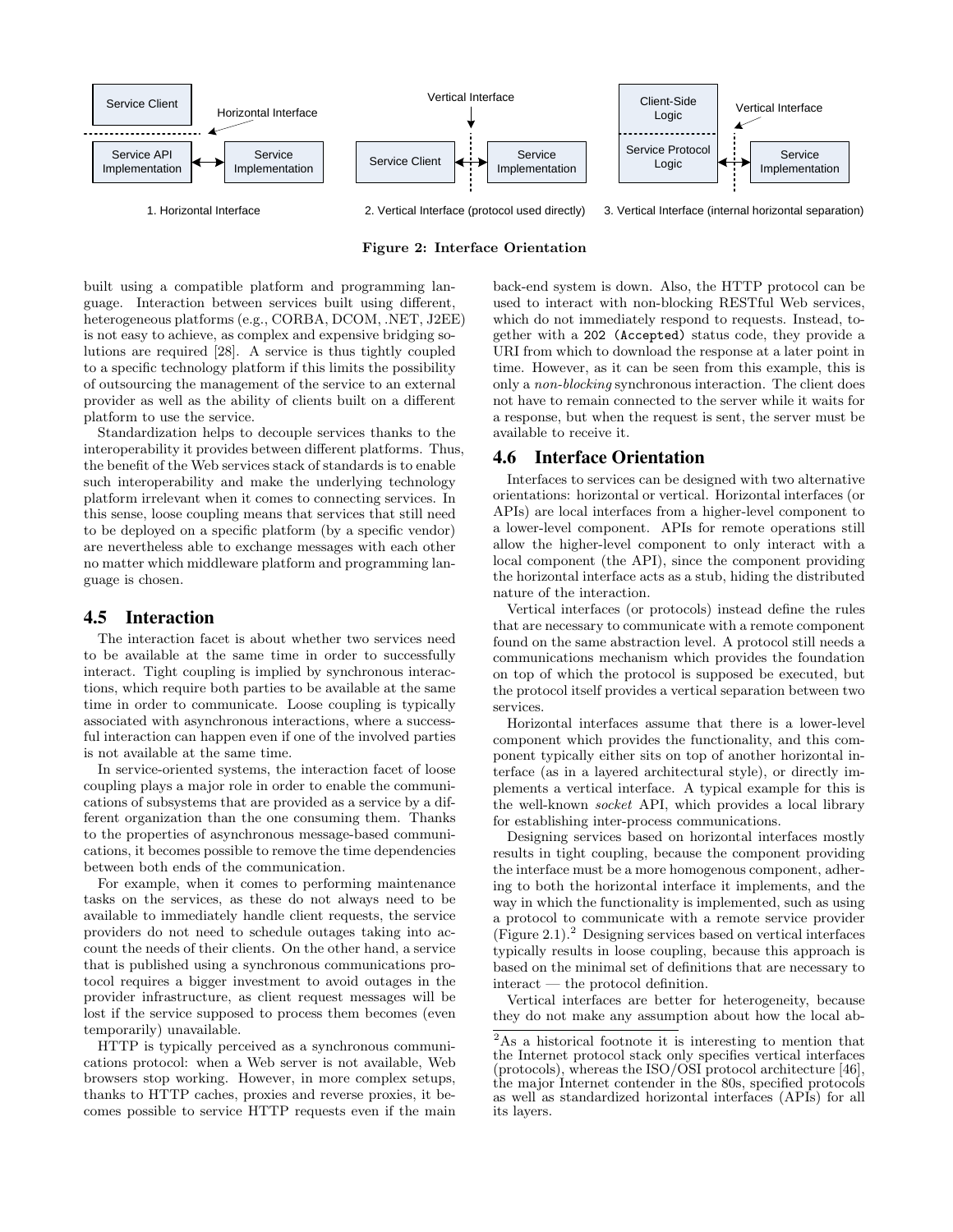1. Horizontal Interface 2. Vertical Interface (protocol used directly) 3. Vertical Interface (internal horizontal separation)

**Figure 2: Interface Orientation**

built using a compatible platform and programming language. Interaction between services built using different, heterogeneous platforms (e.g., CORBA, DCOM, .NET, J2EE) is not easy to achieve, as complex and expensive bridging solutions are required [28]. A service is thus tightly coupled to a specific technology platform if this limits the possibility of outsourcing the management of the service to an external provider as well as the ability of clients built on a different platform to use the service.

Standardization helps to decouple services thanks to the interoperability it provides between different platforms. Thus, the benefit of the Web services stack of standards is to enable such interoperability and make the underlying technology platform irrelevant when it comes to connecting services. In this sense, loose coupling means that services that still need to be deployed on a specific platform (by a specific vendor) are nevertheless able to exchange messages with each other no matter which middleware platform and programming language is chosen.

## 4.5 Interaction

The interaction facet is about whether two services need to be available at the same time in order to successfully interact. Tight coupling is implied by synchronous interactions, which require both parties to be available at the same time in order to communicate. Loose coupling is typically associated with asynchronous interactions, where a successful interaction can happen even if one of the involved parties is not available at the same time.

In service-oriented systems, the interaction facet of loose coupling plays a major role in order to enable the communications of subsystems that are provided as a service by a different organization than the one consuming them. Thanks to the properties of asynchronous message-based communications, it becomes possible to remove the time dependencies between both ends of the communication.

For example, when it comes to performing maintenance tasks on the services, as these do not always need to be available to immediately handle client requests, the service providers do not need to schedule outages taking into account the needs of their clients. On the other hand, a service that is published using a synchronous communications protocol requires a bigger investment to avoid outages in the provider infrastructure, as client request messages will be lost if the service supposed to process them becomes (even temporarily) unavailable.

HTTP is typically perceived as a synchronous communications protocol: when a Web server is not available, Web browsers stop working. However, in more complex setups, thanks to HTTP caches, proxies and reverse proxies, it becomes possible to service HTTP requests even if the main back-end system is down. Also, the HTTP protocol can be used to interact with non-blocking RESTful Web services, which do not immediately respond to requests. Instead, together with a `202 (Accepted)` status code, they provide a URI from which to download the response at a later point in time. However, as it can be seen from this example, this is only a *non-blocking* synchronous interaction. The client does not have to remain connected to the server while it waits for a response, but when the request is sent, the server must be available to receive it.

## 4.6 Interface Orientation

Interfaces to services can be designed with two alternative orientations: horizontal or vertical. Horizontal interfaces (or APIs) are local interfaces from a higher-level component to a lower-level component. APIs for remote operations still allow the higher-level component to only interact with a local component (the API), since the component providing the horizontal interface acts as a stub, hiding the distributed nature of the interaction.

Vertical interfaces (or protocols) instead define the rules that are necessary to communicate with a remote component found on the same abstraction level. A protocol still needs a communications mechanism which provides the foundation on top of which the protocol is supposed be executed, but the protocol itself provides a vertical separation between two services.

Horizontal interfaces assume that there is a lower-level component which provides the functionality, and this component typically either sits on top of another horizontal interface (as in a layered architectural style), or directly implements a vertical interface. A typical example for this is the well-known *socket* API, which provides a local library for establishing inter-process communications.

Designing services based on horizontal interfaces mostly results in tight coupling, because the component providing the interface must be a more homogenous component, adhering to both the horizontal interface it implements, and the way in which the functionality is implemented, such as using a protocol to communicate with a remote service provider (Figure 2.1).[2] Designing services based on vertical interfaces typically results in loose coupling, because this approach is based on the minimal set of definitions that are necessary to interact — the protocol definition.

Vertical interfaces are better for heterogeneity, because they do not make any assumption about how the local ab-

[2] As a historical footnote it is interesting to mention that the Internet protocol stack only specifies vertical interfaces (protocols), whereas the ISO/OSI protocol architecture [46], the major Internet contender in the 80s, specified protocols as well as standardized horizontal interfaces (APIs) for all its layers.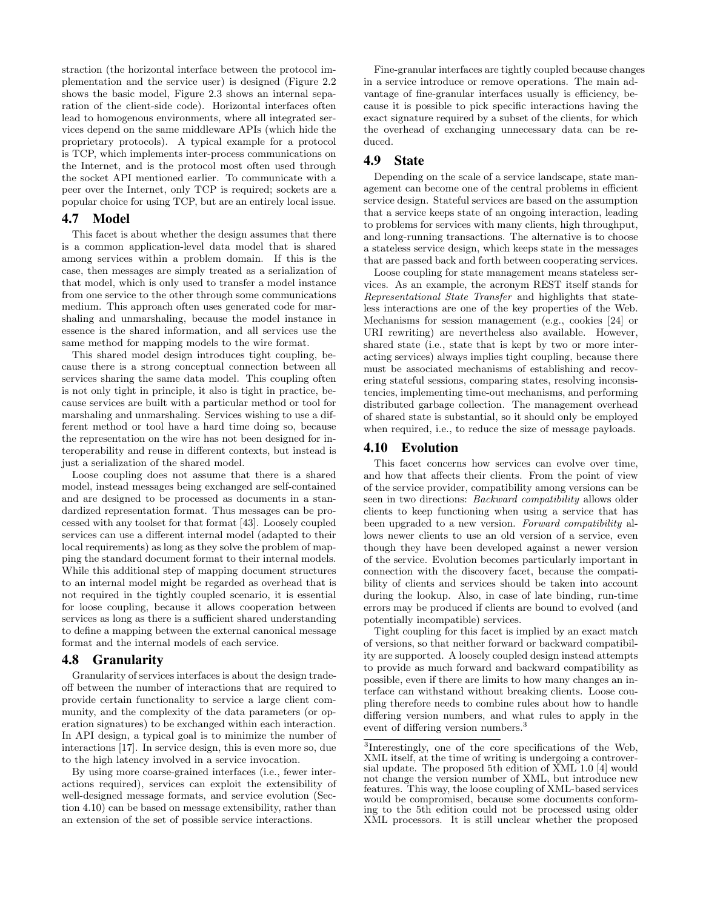straction (the horizontal interface between the protocol implementation and the service user) is designed (Figure 2.2 shows the basic model, Figure 2.3 shows an internal separation of the client-side code). Horizontal interfaces often lead to homogenous environments, where all integrated services depend on the same middleware APIs (which hide the proprietary protocols). A typical example for a protocol is TCP, which implements inter-process communications on the Internet, and is the protocol most often used through the socket API mentioned earlier. To communicate with a peer over the Internet, only TCP is required; sockets are a popular choice for using TCP, but are an entirely local issue.

## 4.7 Model

This facet is about whether the design assumes that there is a common application-level data model that is shared among services within a problem domain. If this is the case, then messages are simply treated as a serialization of that model, which is only used to transfer a model instance from one service to the other through some communications medium. This approach often uses generated code for marshaling and unmarshaling, because the model instance in essence is the shared information, and all services use the same method for mapping models to the wire format.

This shared model design introduces tight coupling, because there is a strong conceptual connection between all services sharing the same data model. This coupling often is not only tight in principle, it also is tight in practice, because services are built with a particular method or tool for marshaling and unmarshaling. Services wishing to use a different method or tool have a hard time doing so, because the representation on the wire has not been designed for interoperability and reuse in different contexts, but instead is just a serialization of the shared model.

Loose coupling does not assume that there is a shared model, instead messages being exchanged are self-contained and are designed to be processed as documents in a standardized representation format. Thus messages can be processed with any toolset for that format [43]. Loosely coupled services can use a different internal model (adapted to their local requirements) as long as they solve the problem of mapping the standard document format to their internal models. While this additional step of mapping document structures to an internal model might be regarded as overhead that is not required in the tightly coupled scenario, it is essential for loose coupling, because it allows cooperation between services as long as there is a sufficient shared understanding to define a mapping between the external canonical message format and the internal models of each service.

## 4.8 Granularity

Granularity of services interfaces is about the design tradeoff between the number of interactions that are required to provide certain functionality to service a large client community, and the complexity of the data parameters (or operation signatures) to be exchanged within each interaction. In API design, a typical goal is to minimize the number of interactions [17]. In service design, this is even more so, due to the high latency involved in a service invocation.

By using more coarse-grained interfaces (i.e., fewer interactions required), services can exploit the extensibility of well-designed message formats, and service evolution (Section 4.10) can be based on message extensibility, rather than an extension of the set of possible service interactions.

Fine-granular interfaces are tightly coupled because changes in a service introduce or remove operations. The main advantage of fine-granular interfaces usually is efficiency, because it is possible to pick specific interactions having the exact signature required by a subset of the clients, for which the overhead of exchanging unnecessary data can be reduced.

## 4.9 State

Depending on the scale of a service landscape, state management can become one of the central problems in efficient service design. Stateful services are based on the assumption that a service keeps state of an ongoing interaction, leading to problems for services with many clients, high throughput, and long-running transactions. The alternative is to choose a stateless service design, which keeps state in the messages that are passed back and forth between cooperating services.

Loose coupling for state management means stateless services. As an example, the acronym REST itself stands for *Representational State Transfer* and highlights that stateless interactions are one of the key properties of the Web. Mechanisms for session management (e.g., cookies [24] or URI rewriting) are nevertheless also available. However, shared state (i.e., state that is kept by two or more interacting services) always implies tight coupling, because there must be associated mechanisms of establishing and recovering stateful sessions, comparing states, resolving inconsistencies, implementing time-out mechanisms, and performing distributed garbage collection. The management overhead of shared state is substantial, so it should only be employed when required, i.e., to reduce the size of message payloads.

## 4.10 Evolution

This facet concerns how services can evolve over time, and how that affects their clients. From the point of view of the service provider, compatibility among versions can be seen in two directions: *Backward compatibility* allows older clients to keep functioning when using a service that has been upgraded to a new version. *Forward compatibility* allows newer clients to use an old version of a service, even though they have been developed against a newer version of the service. Evolution becomes particularly important in connection with the discovery facet, because the compatibility of clients and services should be taken into account during the lookup. Also, in case of late binding, run-time errors may be produced if clients are bound to evolved (and potentially incompatible) services.

Tight coupling for this facet is implied by an exact match of versions, so that neither forward or backward compatibility are supported. A loosely coupled design instead attempts to provide as much forward and backward compatibility as possible, even if there are limits to how many changes an interface can withstand without breaking clients. Loose coupling therefore needs to combine rules about how to handle differing version numbers, and what rules to apply in the event of differing version numbers.[3]

[3]Interestingly, one of the core specifications of the Web, XML itself, at the time of writing is undergoing a controversial update. The proposed 5th edition of XML 1.0 [4] would not change the version number of XML, but introduce new features. This way, the loose coupling of XML-based services would be compromised, because some documents conforming to the 5th edition could not be processed using older XML processors. It is still unclear whether the proposed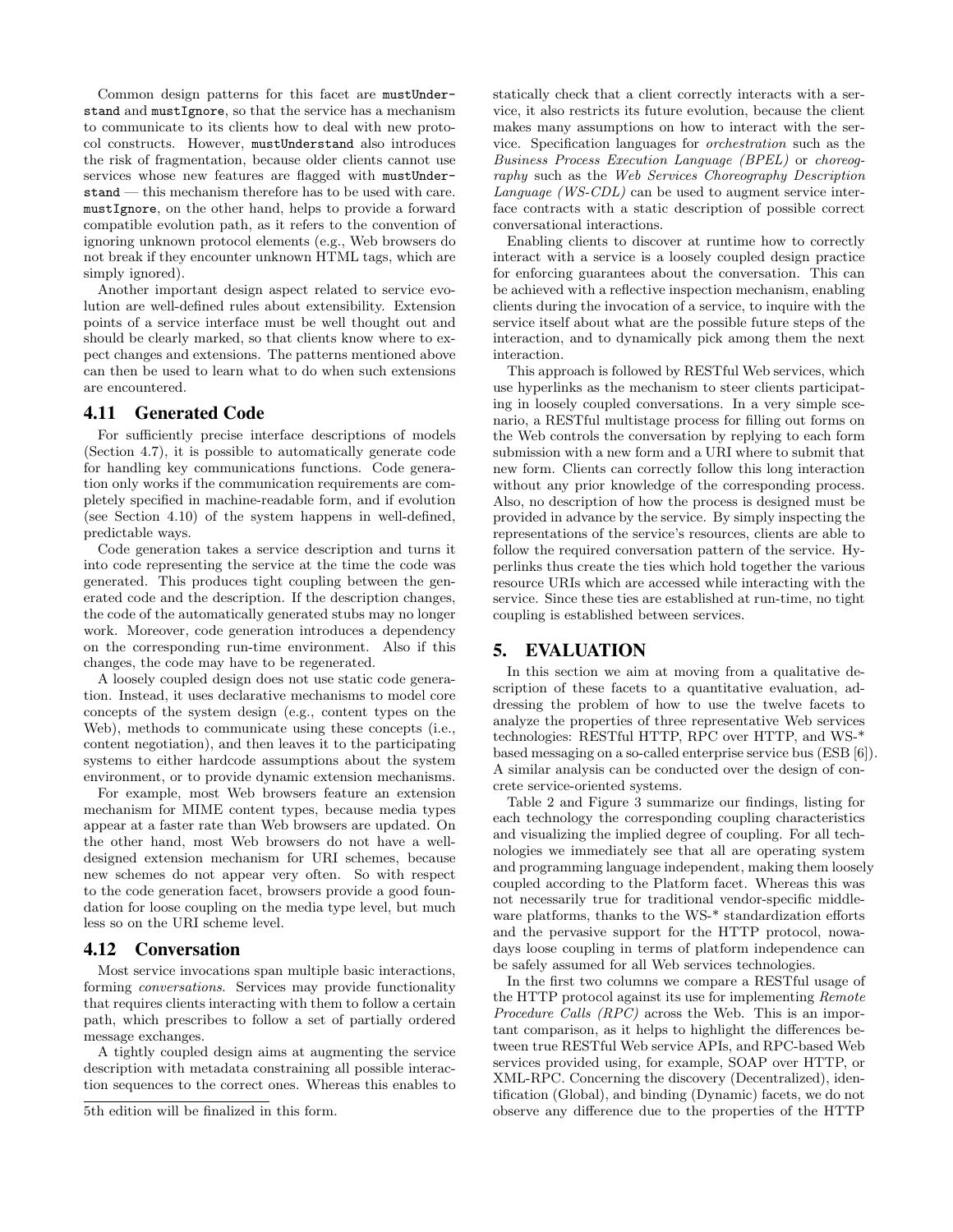Common design patterns for this facet are `mustUnderstand` and `mustIgnore`, so that the service has a mechanism to communicate to its clients how to deal with new protocol constructs. However, `mustUnderstand` also introduces the risk of fragmentation, because older clients cannot use services whose new features are flagged with `mustUnderstand` — this mechanism therefore has to be used with care. `mustIgnore`, on the other hand, helps to provide a forward compatible evolution path, as it refers to the convention of ignoring unknown protocol elements (e.g., Web browsers do not break if they encounter unknown HTML tags, which are simply ignored).

Another important design aspect related to service evolution are well-defined rules about extensibility. Extension points of a service interface must be well thought out and should be clearly marked, so that clients know where to expect changes and extensions. The patterns mentioned above can then be used to learn what to do when such extensions are encountered.

## 4.11 Generated Code

For sufficiently precise interface descriptions of models (Section 4.7), it is possible to automatically generate code for handling key communications functions. Code generation only works if the communication requirements are completely specified in machine-readable form, and if evolution (see Section 4.10) of the system happens in well-defined, predictable ways.

Code generation takes a service description and turns it into code representing the service at the time the code was generated. This produces tight coupling between the generated code and the description. If the description changes, the code of the automatically generated stubs may no longer work. Moreover, code generation introduces a dependency on the corresponding run-time environment. Also if this changes, the code may have to be regenerated.

A loosely coupled design does not use static code generation. Instead, it uses declarative mechanisms to model core concepts of the system design (e.g., content types on the Web), methods to communicate using these concepts (i.e., content negotiation), and then leaves it to the participating systems to either hardcode assumptions about the system environment, or to provide dynamic extension mechanisms.

For example, most Web browsers feature an extension mechanism for MIME content types, because media types appear at a faster rate than Web browsers are updated. On the other hand, most Web browsers do not have a well-designed extension mechanism for URI schemes, because new schemes do not appear very often. So with respect to the code generation facet, browsers provide a good foundation for loose coupling on the media type level, but much less so on the URI scheme level.

## 4.12 Conversation

Most service invocations span multiple basic interactions, forming *conversations*. Services may provide functionality that requires clients interacting with them to follow a certain path, which prescribes to follow a set of partially ordered message exchanges.

A tightly coupled design aims at augmenting the service description with metadata constraining all possible interaction sequences to the correct ones. Whereas this enables to statically check that a client correctly interacts with a service, it also restricts its future evolution, because the client makes many assumptions on how to interact with the service. Specification languages for *orchestration* such as the *Business Process Execution Language (BPEL)* or *choreography* such as the *Web Services Choreography Description Language (WS-CDL)* can be used to augment service interface contracts with a static description of possible correct conversational interactions.

Enabling clients to discover at runtime how to correctly interact with a service is a loosely coupled design practice for enforcing guarantees about the conversation. This can be achieved with a reflective inspection mechanism, enabling clients during the invocation of a service, to inquire with the service itself about what are the possible future steps of the interaction, and to dynamically pick among them the next interaction.

This approach is followed by RESTful Web services, which use hyperlinks as the mechanism to steer clients participating in loosely coupled conversations. In a very simple scenario, a RESTful multistage process for filling out forms on the Web controls the conversation by replying to each form submission with a new form and a URI where to submit that new form. Clients can correctly follow this long interaction without any prior knowledge of the corresponding process. Also, no description of how the process is designed must be provided in advance by the service. By simply inspecting the representations of the service's resources, clients are able to follow the required conversation pattern of the service. Hyperlinks thus create the ties which hold together the various resource URIs which are accessed while interacting with the service. Since these ties are established at run-time, no tight coupling is established between services.

# 5. EVALUATION

In this section we aim at moving from a qualitative description of these facets to a quantitative evaluation, addressing the problem of how to use the twelve facets to analyze the properties of three representative Web services technologies: RESTful HTTP, RPC over HTTP, and WS-* based messaging on a so-called enterprise service bus (ESB [6]). A similar analysis can be conducted over the design of concrete service-oriented systems.

Table 2 and Figure 3 summarize our findings, listing for each technology the corresponding coupling characteristics and visualizing the implied degree of coupling. For all technologies we immediately see that all are operating system and programming language independent, making them loosely coupled according to the Platform facet. Whereas this was not necessarily true for traditional vendor-specific middleware platforms, thanks to the WS-* standardization efforts and the pervasive support for the HTTP protocol, nowadays loose coupling in terms of platform independence can be safely assumed for all Web services technologies.

In the first two columns we compare a RESTful usage of the HTTP protocol against its use for implementing *Remote Procedure Calls (RPC)* across the Web. This is an important comparison, as it helps to highlight the differences between true RESTful Web service APIs, and RPC-based Web services provided using, for example, SOAP over HTTP, or XML-RPC. Concerning the discovery (Decentralized), identification (Global), and binding (Dynamic) facets, we do not observe any difference due to the properties of the HTTP

5th edition will be finalized in this form.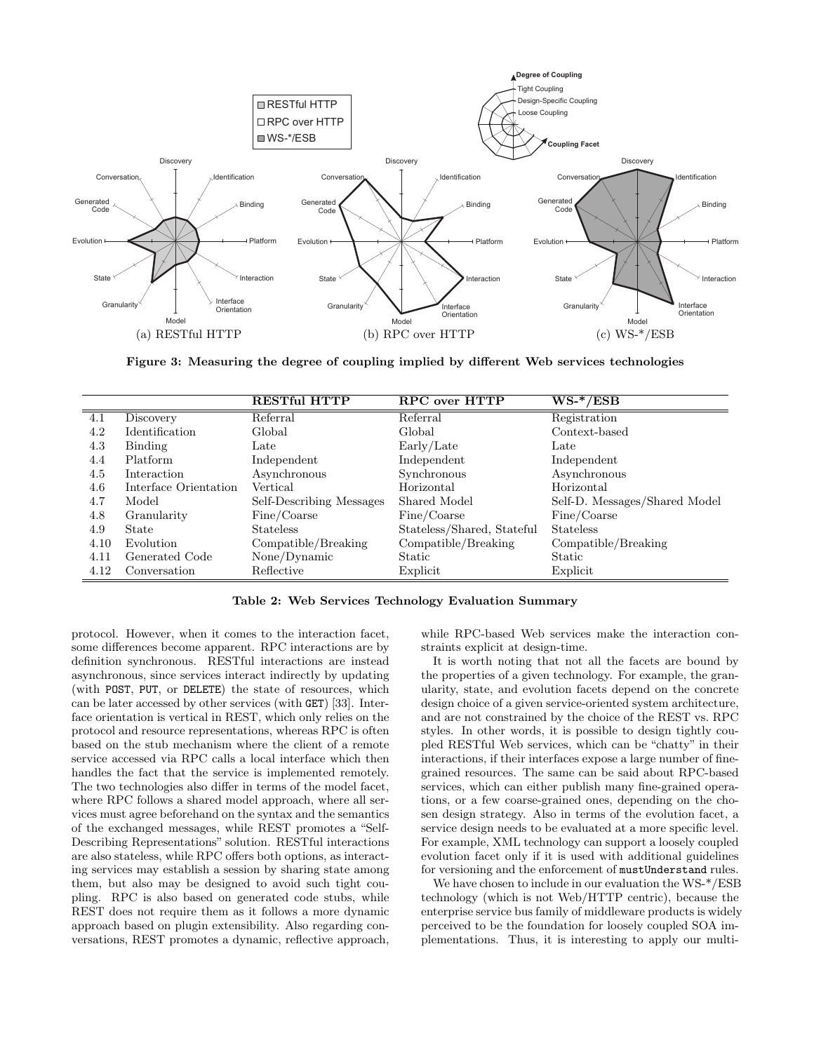Figure 3: Measuring the degree of coupling implied by different Web services technologies

|  |  | **RESTful HTTP** | **RPC over HTTP** | **WS-*/ESB** |
|---|---|---|---|---|
| 4.1 | Discovery | Referral | Referral | Registration |
| 4.2 | Identification | Global | Global | Context-based |
| 4.3 | Binding | Late | Early/Late | Late |
| 4.4 | Platform | Independent | Independent | Independent |
| 4.5 | Interaction | Asynchronous | Synchronous | Asynchronous |
| 4.6 | Interface Orientation | Vertical | Horizontal | Horizontal |
| 4.7 | Model | Self-Describing Messages | Shared Model | Self-D. Messages/Shared Model |
| 4.8 | Granularity | Fine/Coarse | Fine/Coarse | Fine/Coarse |
| 4.9 | State | Stateless | Stateless/Shared, Stateful | Stateless |
| 4.10 | Evolution | Compatible/Breaking | Compatible/Breaking | Compatible/Breaking |
| 4.11 | Generated Code | None/Dynamic | Static | Static |
| 4.12 | Conversation | Reflective | Explicit | Explicit |

**Table 2: Web Services Technology Evaluation Summary**

protocol. However, when it comes to the interaction facet, some differences become apparent. RPC interactions are by definition synchronous. RESTful interactions are instead asynchronous, since services interact indirectly by updating (with POST, PUT, or DELETE) the state of resources, which can be later accessed by other services (with GET) [33]. Interface orientation is vertical in REST, which only relies on the protocol and resource representations, whereas RPC is often based on the stub mechanism where the client of a remote service accessed via RPC calls a local interface which then handles the fact that the service is implemented remotely. The two technologies also differ in terms of the model facet, where RPC follows a shared model approach, where all services must agree beforehand on the syntax and the semantics of the exchanged messages, while REST promotes a "Self-Describing Representations" solution. RESTful interactions are also stateless, while RPC offers both options, as interacting services may establish a session by sharing state among them, but also may be designed to avoid such tight coupling. RPC is also based on generated code stubs, while REST does not require them as it follows a more dynamic approach based on plugin extensibility. Also regarding conversations, REST promotes a dynamic, reflective approach, while RPC-based Web services make the interaction constraints explicit at design-time.

It is worth noting that not all the facets are bound by the properties of a given technology. For example, the granularity, state, and evolution facets depend on the concrete design choice of a given service-oriented system architecture, and are not constrained by the choice of the REST vs. RPC styles. In other words, it is possible to design tightly coupled RESTful Web services, which can be "chatty" in their interactions, if their interfaces expose a large number of fine-grained resources. The same can be said about RPC-based services, which can either publish many fine-grained operations, or a few coarse-grained ones, depending on the chosen design strategy. Also in terms of the evolution facet, a service design needs to be evaluated at a more specific level. For example, XML technology can support a loosely coupled evolution facet only if it is used with additional guidelines for versioning and the enforcement of mustUnderstand rules.

We have chosen to include in our evaluation the WS-*/ESB technology (which is not Web/HTTP centric), because the enterprise service bus family of middleware products is widely perceived to be the foundation for loosely coupled SOA implementations. Thus, it is interesting to apply our multi-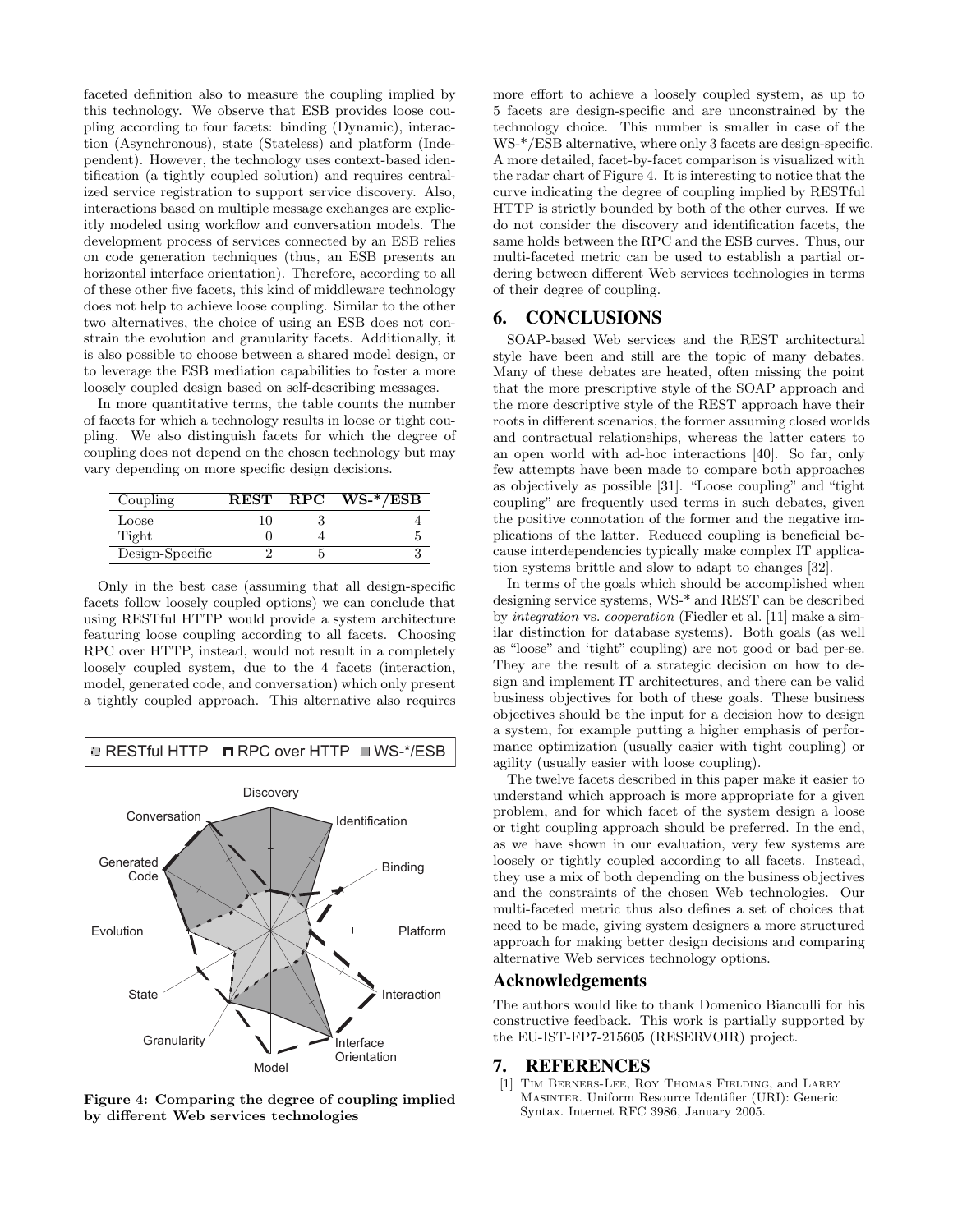faceted definition also to measure the coupling implied by this technology. We observe that ESB provides loose coupling according to four facets: binding (Dynamic), interaction (Asynchronous), state (Stateless) and platform (Independent). However, the technology uses context-based identification (a tightly coupled solution) and requires centralized service registration to support service discovery. Also, interactions based on multiple message exchanges are explicitly modeled using workflow and conversation models. The development process of services connected by an ESB relies on code generation techniques (thus, an ESB presents an horizontal interface orientation). Therefore, according to all of these other five facets, this kind of middleware technology does not help to achieve loose coupling. Similar to the other two alternatives, the choice of using an ESB does not constrain the evolution and granularity facets. Additionally, it is also possible to choose between a shared model design, or to leverage the ESB mediation capabilities to foster a more loosely coupled design based on self-describing messages.

In more quantitative terms, the table counts the number of facets for which a technology results in loose or tight coupling. We also distinguish facets for which the degree of coupling does not depend on the chosen technology but may vary depending on more specific design decisions.

| Coupling | REST | RPC | WS-*/ESB |
|---|---|---|---|
| Loose | 10 | 3 | 4 |
| Tight | 0 | 4 | 5 |
| Design-Specific | 2 | 5 | 3 |

Only in the best case (assuming that all design-specific facets follow loosely coupled options) we can conclude that using RESTful HTTP would provide a system architecture featuring loose coupling according to all facets. Choosing RPC over HTTP, instead, would not result in a completely loosely coupled system, due to the 4 facets (interaction, model, generated code, and conversation) which only present a tightly coupled approach. This alternative also requires more effort to achieve a loosely coupled system, as up to 5 facets are design-specific and are unconstrained by the technology choice. This number is smaller in case of the WS-*/ESB alternative, where only 3 facets are design-specific. A more detailed, facet-by-facet comparison is visualized with the radar chart of Figure 4. It is interesting to notice that the curve indicating the degree of coupling implied by RESTful HTTP is strictly bounded by both of the other curves. If we do not consider the discovery and identification facets, the same holds between the RPC and the ESB curves. Thus, our multi-faceted metric can be used to establish a partial ordering between different Web services technologies in terms of their degree of coupling.

RESTful HTTP   RPC over HTTP   WS-*/ESB

Discovery
Identification
Binding
Platform
Interaction
Interface Orientation
Model
Granularity
State
Evolution
Generated Code
Conversation

**Figure 4: Comparing the degree of coupling implied by different Web services technologies**

## 6. CONCLUSIONS

SOAP-based Web services and the REST architectural style have been and still are the topic of many debates. Many of these debates are heated, often missing the point that the more prescriptive style of the SOAP approach and the more descriptive style of the REST approach have their roots in different scenarios, the former assuming closed worlds and contractual relationships, whereas the latter caters to an open world with ad-hoc interactions [40]. So far, only few attempts have been made to compare both approaches as objectively as possible [31]. "Loose coupling" and "tight coupling" are frequently used terms in such debates, given the positive connotation of the former and the negative implications of the latter. Reduced coupling is beneficial because interdependencies typically make complex IT application systems brittle and slow to adapt to changes [32].

In terms of the goals which should be accomplished when designing service systems, WS-* and REST can be described by *integration* vs. *cooperation* (Fiedler et al. [11] make a similar distinction for database systems). Both goals (as well as "loose" and 'tight" coupling) are not good or bad per-se. They are the result of a strategic decision on how to design and implement IT architectures, and there can be valid business objectives for both of these goals. These business objectives should be the input for a decision how to design a system, for example putting a higher emphasis of performance optimization (usually easier with tight coupling) or agility (usually easier with loose coupling).

The twelve facets described in this paper make it easier to understand which approach is more appropriate for a given problem, and for which facet of the system design a loose or tight coupling approach should be preferred. In the end, as we have shown in our evaluation, very few systems are loosely or tightly coupled according to all facets. Instead, they use a mix of both depending on the business objectives and the constraints of the chosen Web technologies. Our multi-faceted metric thus also defines a set of choices that need to be made, giving system designers a more structured approach for making better design decisions and comparing alternative Web services technology options.

## Acknowledgements

The authors would like to thank Domenico Bianculli for his constructive feedback. This work is partially supported by the EU-IST-FP7-215605 (RESERVOIR) project.

## 7. REFERENCES

[1] Tim Berners-Lee, Roy Thomas Fielding, and Larry Masinter. Uniform Resource Identifier (URI): Generic Syntax. Internet RFC 3986, January 2005.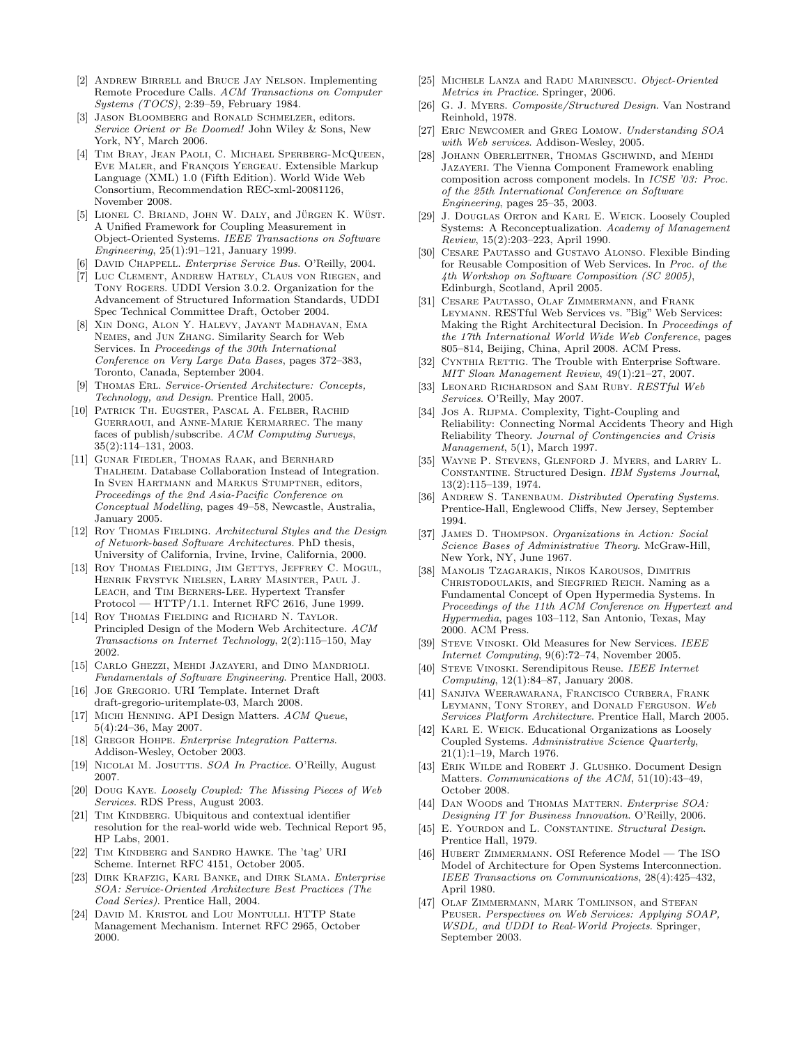[2] Andrew Birrell and Bruce Jay Nelson. Implementing Remote Procedure Calls. *ACM Transactions on Computer Systems (TOCS)*, 2:39–59, February 1984.

[3] Jason Bloomberg and Ronald Schmelzer, editors. *Service Orient or Be Doomed!* John Wiley & Sons, New York, NY, March 2006.

[4] Tim Bray, Jean Paoli, C. Michael Sperberg-McQueen, Eve Maler, and François Yergeau. Extensible Markup Language (XML) 1.0 (Fifth Edition). World Wide Web Consortium, Recommendation REC-xml-20081126, November 2008.

[5] Lionel C. Briand, John W. Daly, and Jürgen K. Wüst. A Unified Framework for Coupling Measurement in Object-Oriented Systems. *IEEE Transactions on Software Engineering*, 25(1):91–121, January 1999.

[6] David Chappell. *Enterprise Service Bus*. O'Reilly, 2004.

[7] Luc Clement, Andrew Hately, Claus von Riegen, and Tony Rogers. UDDI Version 3.0.2. Organization for the Advancement of Structured Information Standards, UDDI Spec Technical Committee Draft, October 2004.

[8] Xin Dong, Alon Y. Halevy, Jayant Madhavan, Ema Nemes, and Jun Zhang. Similarity Search for Web Services. In *Proceedings of the 30th International Conference on Very Large Data Bases*, pages 372–383, Toronto, Canada, September 2004.

[9] Thomas Erl. *Service-Oriented Architecture: Concepts, Technology, and Design*. Prentice Hall, 2005.

[10] Patrick Th. Eugster, Pascal A. Felber, Rachid Guerraoui, and Anne-Marie Kermarrec. The many faces of publish/subscribe. *ACM Computing Surveys*, 35(2):114–131, 2003.

[11] Gunar Fiedler, Thomas Raak, and Bernhard Thalheim. Database Collaboration Instead of Integration. In Sven Hartmann and Markus Stumptner, editors, *Proceedings of the 2nd Asia-Pacific Conference on Conceptual Modelling*, pages 49–58, Newcastle, Australia, January 2005.

[12] Roy Thomas Fielding. *Architectural Styles and the Design of Network-based Software Architectures*. PhD thesis, University of California, Irvine, Irvine, California, 2000.

[13] Roy Thomas Fielding, Jim Gettys, Jeffrey C. Mogul, Henrik Frystyk Nielsen, Larry Masinter, Paul J. Leach, and Tim Berners-Lee. Hypertext Transfer Protocol — HTTP/1.1. Internet RFC 2616, June 1999.

[14] Roy Thomas Fielding and Richard N. Taylor. Principled Design of the Modern Web Architecture. *ACM Transactions on Internet Technology*, 2(2):115–150, May 2002.

[15] Carlo Ghezzi, Mehdi Jazayeri, and Dino Mandrioli. *Fundamentals of Software Engineering*. Prentice Hall, 2003.

[16] Joe Gregorio. URI Template. Internet Draft draft-gregorio-uritemplate-03, March 2008.

[17] Michi Henning. API Design Matters. *ACM Queue*, 5(4):24–36, May 2007.

[18] Gregor Hohpe. *Enterprise Integration Patterns*. Addison-Wesley, October 2003.

[19] Nicolai M. Josuttis. *SOA In Practice*. O'Reilly, August 2007.

[20] Doug Kaye. *Loosely Coupled: The Missing Pieces of Web Services*. RDS Press, August 2003.

[21] Tim Kindberg. Ubiquitous and contextual identifier resolution for the real-world wide web. Technical Report 95, HP Labs, 2001.

[22] Tim Kindberg and Sandro Hawke. The 'tag' URI Scheme. Internet RFC 4151, October 2005.

[23] Dirk Krafzig, Karl Banke, and Dirk Slama. *Enterprise SOA: Service-Oriented Architecture Best Practices (The Coad Series)*. Prentice Hall, 2004.

[24] David M. Kristol and Lou Montulli. HTTP State Management Mechanism. Internet RFC 2965, October 2000.

[25] Michele Lanza and Radu Marinescu. *Object-Oriented Metrics in Practice*. Springer, 2006.

[26] G. J. Myers. *Composite/Structured Design*. Van Nostrand Reinhold, 1978.

[27] Eric Newcomer and Greg Lomow. *Understanding SOA with Web services*. Addison-Wesley, 2005.

[28] Johann Oberleitner, Thomas Gschwind, and Mehdi Jazayeri. The Vienna Component Framework enabling composition across component models. In *ICSE '03: Proc. of the 25th International Conference on Software Engineering*, pages 25–35, 2003.

[29] J. Douglas Orton and Karl E. Weick. Loosely Coupled Systems: A Reconceptualization. *Academy of Management Review*, 15(2):203–223, April 1990.

[30] Cesare Pautasso and Gustavo Alonso. Flexible Binding for Reusable Composition of Web Services. In *Proc. of the 4th Workshop on Software Composition (SC 2005)*, Edinburgh, Scotland, April 2005.

[31] Cesare Pautasso, Olaf Zimmermann, and Frank Leymann. RESTful Web Services vs. "Big" Web Services: Making the Right Architectural Decision. In *Proceedings of the 17th International World Wide Web Conference*, pages 805–814, Beijing, China, April 2008. ACM Press.

[32] Cynthia Rettig. The Trouble with Enterprise Software. *MIT Sloan Management Review*, 49(1):21–27, 2007.

[33] Leonard Richardson and Sam Ruby. *RESTful Web Services*. O'Reilly, May 2007.

[34] Jos A. Rijpma. Complexity, Tight-Coupling and Reliability: Connecting Normal Accidents Theory and High Reliability Theory. *Journal of Contingencies and Crisis Management*, 5(1), March 1997.

[35] Wayne P. Stevens, Glenford J. Myers, and Larry L. Constantine. Structured Design. *IBM Systems Journal*, 13(2):115–139, 1974.

[36] Andrew S. Tanenbaum. *Distributed Operating Systems*. Prentice-Hall, Englewood Cliffs, New Jersey, September 1994.

[37] James D. Thompson. *Organizations in Action: Social Science Bases of Administrative Theory*. McGraw-Hill, New York, NY, June 1967.

[38] Manolis Tzagarakis, Nikos Karousos, Dimitris Christodoulakis, and Siegfried Reich. Naming as a Fundamental Concept of Open Hypermedia Systems. In *Proceedings of the 11th ACM Conference on Hypertext and Hypermedia*, pages 103–112, San Antonio, Texas, May 2000. ACM Press.

[39] Steve Vinoski. Old Measures for New Services. *IEEE Internet Computing*, 9(6):72–74, November 2005.

[40] Steve Vinoski. Serendipitous Reuse. *IEEE Internet Computing*, 12(1):84–87, January 2008.

[41] Sanjiva Weerawarana, Francisco Curbera, Frank Leymann, Tony Storey, and Donald Ferguson. *Web Services Platform Architecture*. Prentice Hall, March 2005.

[42] Karl E. Weick. Educational Organizations as Loosely Coupled Systems. *Administrative Science Quarterly*, 21(1):1–19, March 1976.

[43] Erik Wilde and Robert J. Glushko. Document Design Matters. *Communications of the ACM*, 51(10):43–49, October 2008.

[44] Dan Woods and Thomas Mattern. *Enterprise SOA: Designing IT for Business Innovation*. O'Reilly, 2006.

[45] E. Yourdon and L. Constantine. *Structural Design*. Prentice Hall, 1979.

[46] Hubert Zimmermann. OSI Reference Model — The ISO Model of Architecture for Open Systems Interconnection. *IEEE Transactions on Communications*, 28(4):425–432, April 1980.

[47] Olaf Zimmermann, Mark Tomlinson, and Stefan Peuser. *Perspectives on Web Services: Applying SOAP, WSDL, and UDDI to Real-World Projects*. Springer, September 2003.